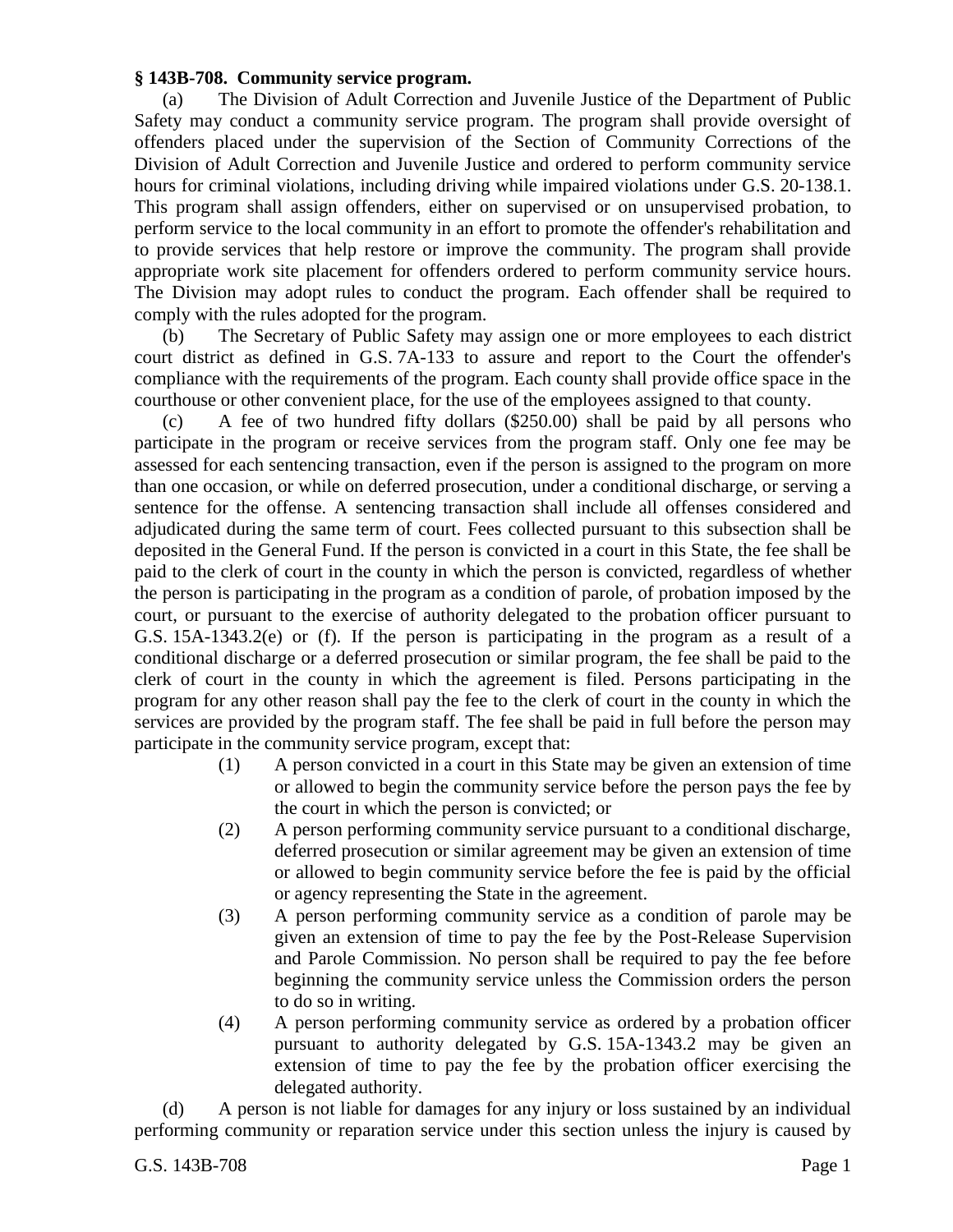**§ 143B-708. Community service program.**

(a) The Division of Adult Correction and Juvenile Justice of the Department of Public Safety may conduct a community service program. The program shall provide oversight of offenders placed under the supervision of the Section of Community Corrections of the Division of Adult Correction and Juvenile Justice and ordered to perform community service hours for criminal violations, including driving while impaired violations under G.S. 20-138.1. This program shall assign offenders, either on supervised or on unsupervised probation, to perform service to the local community in an effort to promote the offender's rehabilitation and to provide services that help restore or improve the community. The program shall provide appropriate work site placement for offenders ordered to perform community service hours. The Division may adopt rules to conduct the program. Each offender shall be required to comply with the rules adopted for the program.

(b) The Secretary of Public Safety may assign one or more employees to each district court district as defined in G.S. 7A-133 to assure and report to the Court the offender's compliance with the requirements of the program. Each county shall provide office space in the courthouse or other convenient place, for the use of the employees assigned to that county.

(c) A fee of two hundred fifty dollars ($250.00) shall be paid by all persons who participate in the program or receive services from the program staff. Only one fee may be assessed for each sentencing transaction, even if the person is assigned to the program on more than one occasion, or while on deferred prosecution, under a conditional discharge, or serving a sentence for the offense. A sentencing transaction shall include all offenses considered and adjudicated during the same term of court. Fees collected pursuant to this subsection shall be deposited in the General Fund. If the person is convicted in a court in this State, the fee shall be paid to the clerk of court in the county in which the person is convicted, regardless of whether the person is participating in the program as a condition of parole, of probation imposed by the court, or pursuant to the exercise of authority delegated to the probation officer pursuant to G.S. 15A-1343.2(e) or (f). If the person is participating in the program as a result of a conditional discharge or a deferred prosecution or similar program, the fee shall be paid to the clerk of court in the county in which the agreement is filed. Persons participating in the program for any other reason shall pay the fee to the clerk of court in the county in which the services are provided by the program staff. The fee shall be paid in full before the person may participate in the community service program, except that:

(1) A person convicted in a court in this State may be given an extension of time or allowed to begin the community service before the person pays the fee by the court in which the person is convicted; or

(2) A person performing community service pursuant to a conditional discharge, deferred prosecution or similar agreement may be given an extension of time or allowed to begin community service before the fee is paid by the official or agency representing the State in the agreement.

(3) A person performing community service as a condition of parole may be given an extension of time to pay the fee by the Post-Release Supervision and Parole Commission. No person shall be required to pay the fee before beginning the community service unless the Commission orders the person to do so in writing.

(4) A person performing community service as ordered by a probation officer pursuant to authority delegated by G.S. 15A-1343.2 may be given an extension of time to pay the fee by the probation officer exercising the delegated authority.

(d) A person is not liable for damages for any injury or loss sustained by an individual performing community or reparation service under this section unless the injury is caused by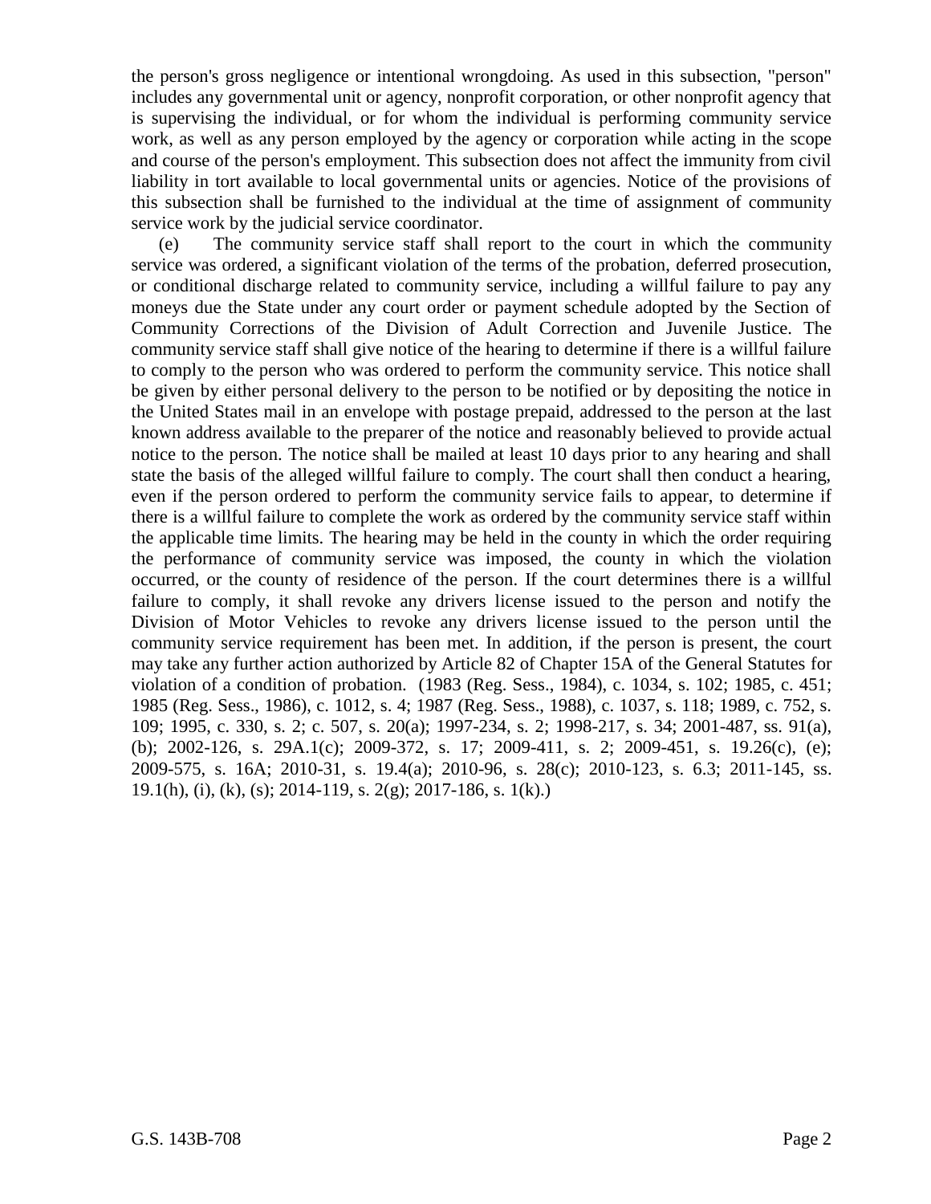the person's gross negligence or intentional wrongdoing. As used in this subsection, "person" includes any governmental unit or agency, nonprofit corporation, or other nonprofit agency that is supervising the individual, or for whom the individual is performing community service work, as well as any person employed by the agency or corporation while acting in the scope and course of the person's employment. This subsection does not affect the immunity from civil liability in tort available to local governmental units or agencies. Notice of the provisions of this subsection shall be furnished to the individual at the time of assignment of community service work by the judicial service coordinator.

(e) The community service staff shall report to the court in which the community service was ordered, a significant violation of the terms of the probation, deferred prosecution, or conditional discharge related to community service, including a willful failure to pay any moneys due the State under any court order or payment schedule adopted by the Section of Community Corrections of the Division of Adult Correction and Juvenile Justice. The community service staff shall give notice of the hearing to determine if there is a willful failure to comply to the person who was ordered to perform the community service. This notice shall be given by either personal delivery to the person to be notified or by depositing the notice in the United States mail in an envelope with postage prepaid, addressed to the person at the last known address available to the preparer of the notice and reasonably believed to provide actual notice to the person. The notice shall be mailed at least 10 days prior to any hearing and shall state the basis of the alleged willful failure to comply. The court shall then conduct a hearing, even if the person ordered to perform the community service fails to appear, to determine if there is a willful failure to complete the work as ordered by the community service staff within the applicable time limits. The hearing may be held in the county in which the order requiring the performance of community service was imposed, the county in which the violation occurred, or the county of residence of the person. If the court determines there is a willful failure to comply, it shall revoke any drivers license issued to the person and notify the Division of Motor Vehicles to revoke any drivers license issued to the person until the community service requirement has been met. In addition, if the person is present, the court may take any further action authorized by Article 82 of Chapter 15A of the General Statutes for violation of a condition of probation. (1983 (Reg. Sess., 1984), c. 1034, s. 102; 1985, c. 451; 1985 (Reg. Sess., 1986), c. 1012, s. 4; 1987 (Reg. Sess., 1988), c. 1037, s. 118; 1989, c. 752, s. 109; 1995, c. 330, s. 2; c. 507, s. 20(a); 1997-234, s. 2; 1998-217, s. 34; 2001-487, ss. 91(a), (b); 2002-126, s. 29A.1(c); 2009-372, s. 17; 2009-411, s. 2; 2009-451, s. 19.26(c), (e); 2009-575, s. 16A; 2010-31, s. 19.4(a); 2010-96, s. 28(c); 2010-123, s. 6.3; 2011-145, ss. 19.1(h), (i), (k), (s); 2014-119, s. 2(g); 2017-186, s. 1(k).)